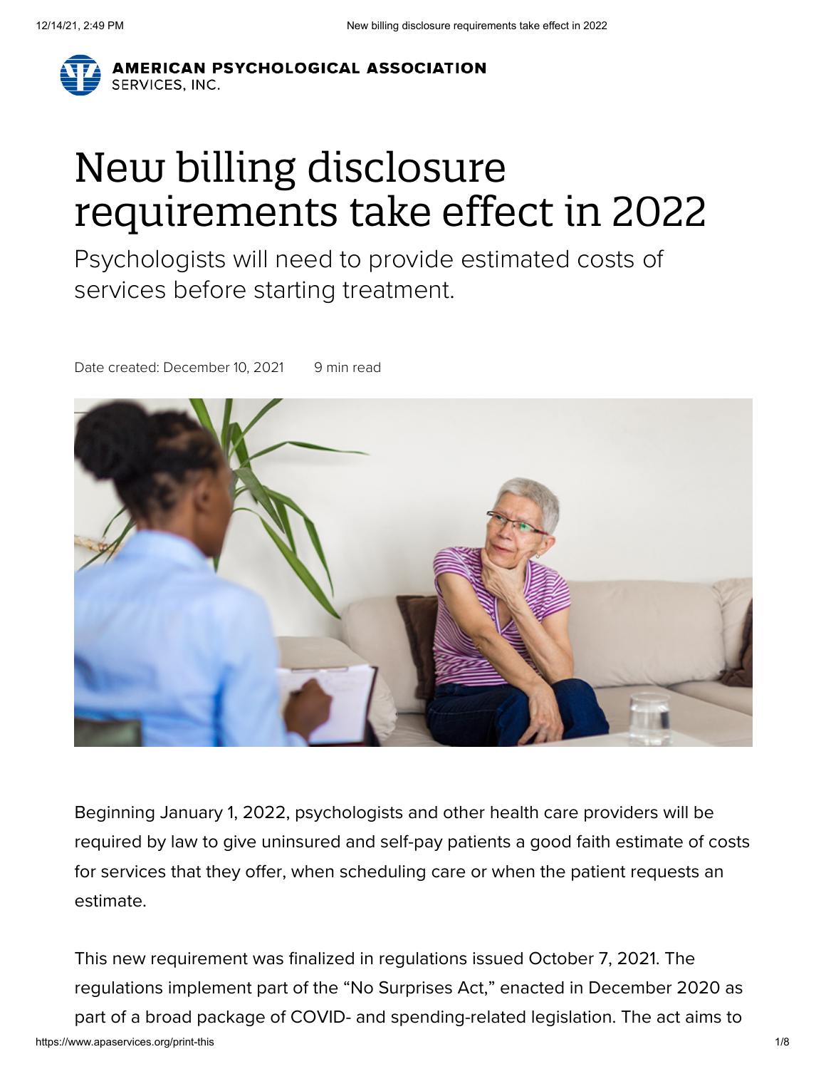AMERICAN PSYCHOLOGICAL ASSOCIATION SERVICES, INC.

# New billing disclosure requirements take effect in 2022

Psychologists will need to provide estimated costs of services before starting treatment.

Date created: December 10, 2021 9 min read

Beginning January 1, 2022, psychologists and other health care providers will be required by law to give uninsured and self-pay patients a good faith estimate of costs for services that they offer, when scheduling care or when the patient requests an estimate.

This new requirement was finalized in regulations issued October 7, 2021. The regulations implement part of the "No Surprises Act," enacted in December 2020 as part of a broad package of COVID- and spending-related legislation. The act aims to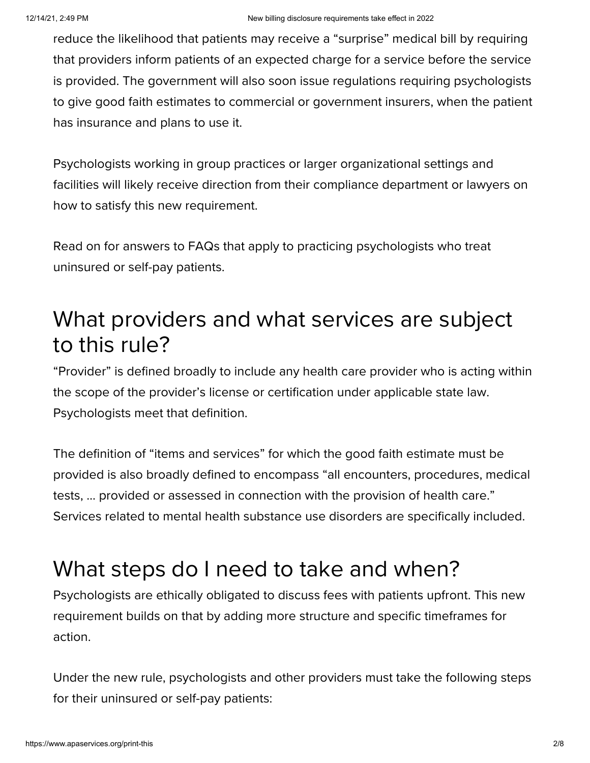reduce the likelihood that patients may receive a “surprise” medical bill by requiring that providers inform patients of an expected charge for a service before the service is provided. The government will also soon issue regulations requiring psychologists to give good faith estimates to commercial or government insurers, when the patient has insurance and plans to use it.

Psychologists working in group practices or larger organizational settings and facilities will likely receive direction from their compliance department or lawyers on how to satisfy this new requirement.

Read on for answers to FAQs that apply to practicing psychologists who treat uninsured or self-pay patients.

## What providers and what services are subject to this rule?

“Provider” is defined broadly to include any health care provider who is acting within the scope of the provider’s license or certification under applicable state law. Psychologists meet that definition.

The definition of “items and services” for which the good faith estimate must be provided is also broadly defined to encompass “all encounters, procedures, medical tests, … provided or assessed in connection with the provision of health care.” Services related to mental health substance use disorders are specifically included.

## What steps do I need to take and when?

Psychologists are ethically obligated to discuss fees with patients upfront. This new requirement builds on that by adding more structure and specific timeframes for action.

Under the new rule, psychologists and other providers must take the following steps for their uninsured or self-pay patients: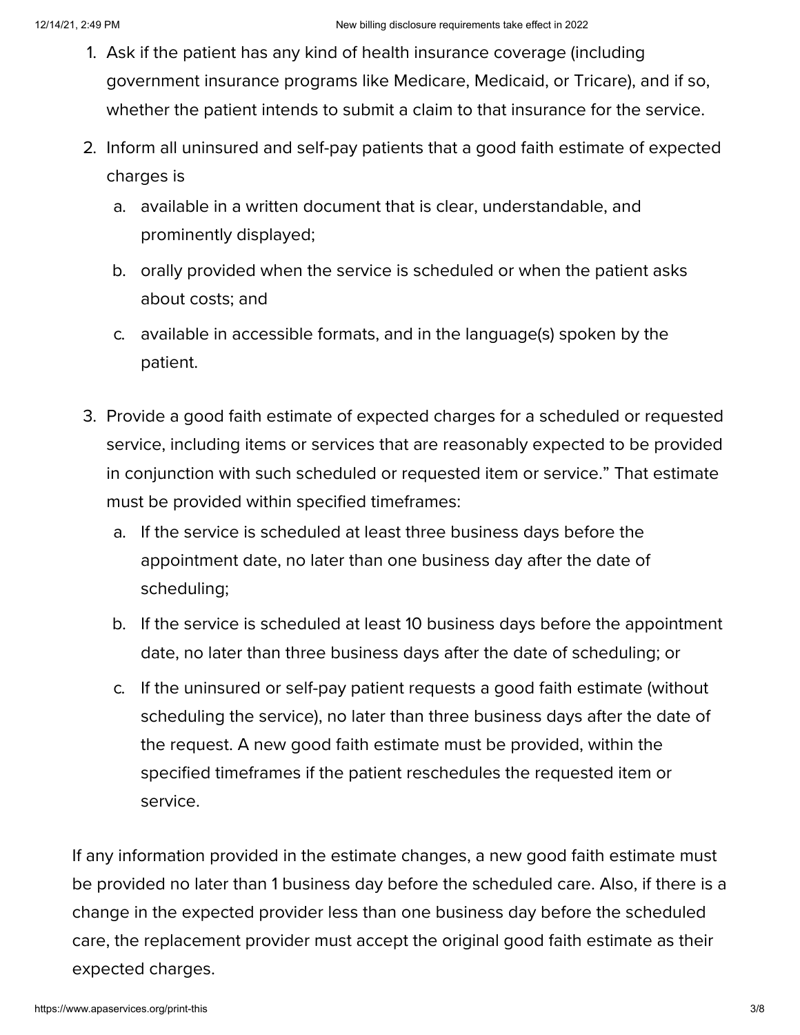1. Ask if the patient has any kind of health insurance coverage (including government insurance programs like Medicare, Medicaid, or Tricare), and if so, whether the patient intends to submit a claim to that insurance for the service.
2. Inform all uninsured and self-pay patients that a good faith estimate of expected charges is
    a. available in a written document that is clear, understandable, and prominently displayed;
    b. orally provided when the service is scheduled or when the patient asks about costs; and
    c. available in accessible formats, and in the language(s) spoken by the patient.
3. Provide a good faith estimate of expected charges for a scheduled or requested service, including items or services that are reasonably expected to be provided in conjunction with such scheduled or requested item or service." That estimate must be provided within specified timeframes:
    a. If the service is scheduled at least three business days before the appointment date, no later than one business day after the date of scheduling;
    b. If the service is scheduled at least 10 business days before the appointment date, no later than three business days after the date of scheduling; or
    c. If the uninsured or self-pay patient requests a good faith estimate (without scheduling the service), no later than three business days after the date of the request. A new good faith estimate must be provided, within the specified timeframes if the patient reschedules the requested item or service.

If any information provided in the estimate changes, a new good faith estimate must be provided no later than 1 business day before the scheduled care. Also, if there is a change in the expected provider less than one business day before the scheduled care, the replacement provider must accept the original good faith estimate as their expected charges.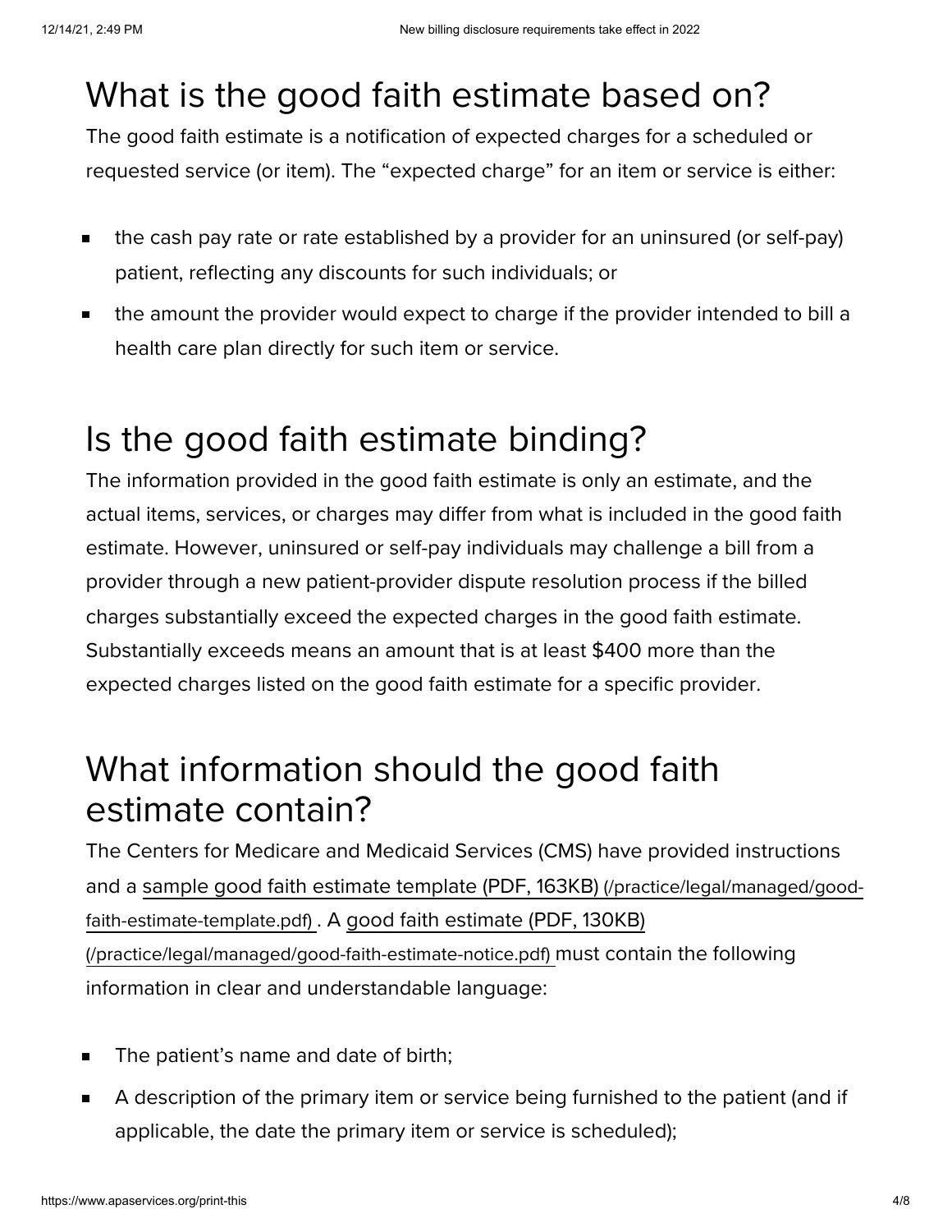## What is the good faith estimate based on?

The good faith estimate is a notification of expected charges for a scheduled or requested service (or item). The "expected charge" for an item or service is either:

- the cash pay rate or rate established by a provider for an uninsured (or self-pay) patient, reflecting any discounts for such individuals; or
- the amount the provider would expect to charge if the provider intended to bill a health care plan directly for such item or service.

## Is the good faith estimate binding?

The information provided in the good faith estimate is only an estimate, and the actual items, services, or charges may differ from what is included in the good faith estimate. However, uninsured or self-pay individuals may challenge a bill from a provider through a new patient-provider dispute resolution process if the billed charges substantially exceed the expected charges in the good faith estimate. Substantially exceeds means an amount that is at least $400 more than the expected charges listed on the good faith estimate for a specific provider.

## What information should the good faith estimate contain?

The Centers for Medicare and Medicaid Services (CMS) have provided instructions and a sample good faith estimate template (PDF, 163KB) (/practice/legal/managed/good-faith-estimate-template.pdf) . A good faith estimate (PDF, 130KB) (/practice/legal/managed/good-faith-estimate-notice.pdf) must contain the following information in clear and understandable language:

- The patient's name and date of birth;
- A description of the primary item or service being furnished to the patient (and if applicable, the date the primary item or service is scheduled);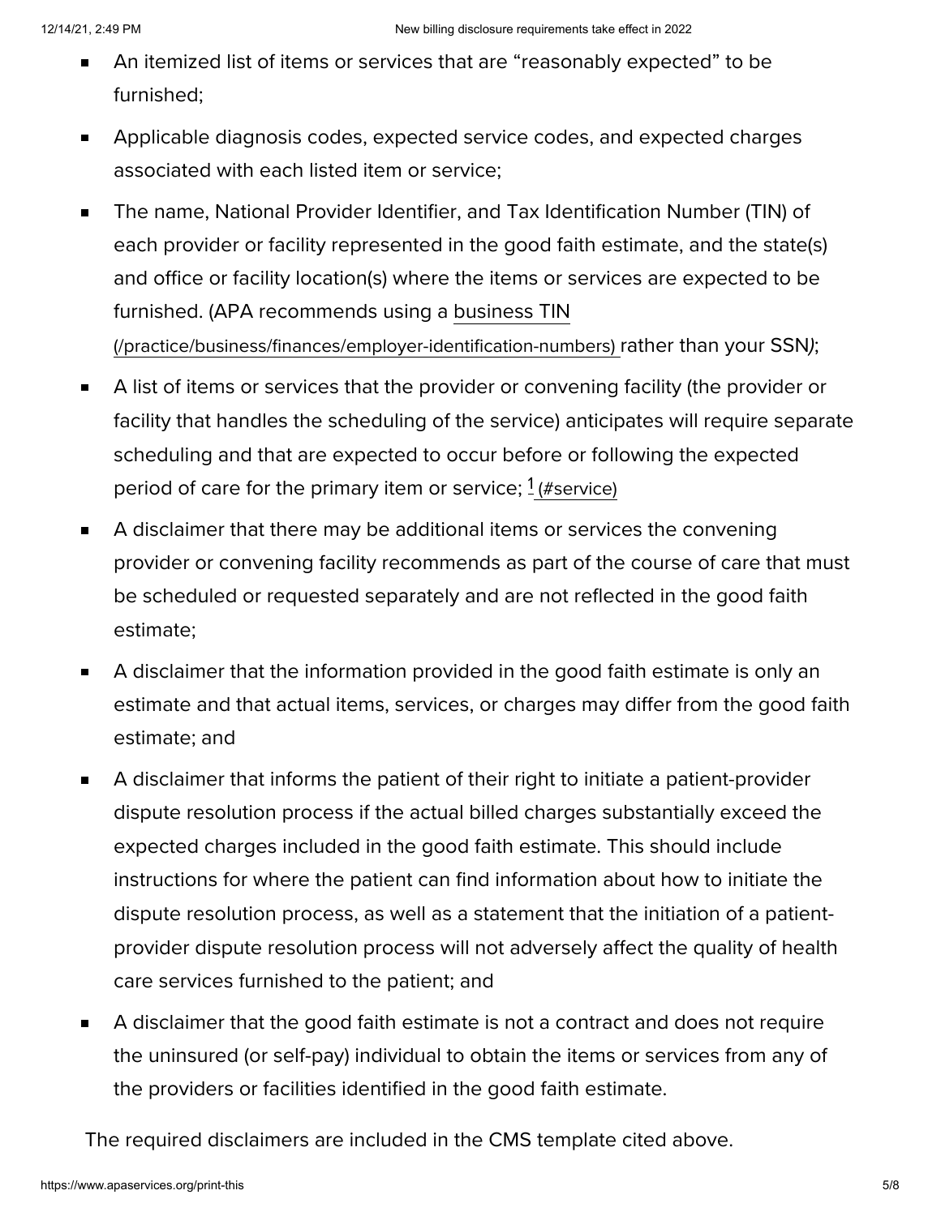- An itemized list of items or services that are "reasonably expected" to be furnished;
- Applicable diagnosis codes, expected service codes, and expected charges associated with each listed item or service;
- The name, National Provider Identifier, and Tax Identification Number (TIN) of each provider or facility represented in the good faith estimate, and the state(s) and office or facility location(s) where the items or services are expected to be furnished. (APA recommends using a business TIN (/practice/business/finances/employer-identification-numbers) rather than your SSN*)*;
- A list of items or services that the provider or convening facility (the provider or facility that handles the scheduling of the service) anticipates will require separate scheduling and that are expected to occur before or following the expected period of care for the primary item or service; [1] (#service)
- A disclaimer that there may be additional items or services the convening provider or convening facility recommends as part of the course of care that must be scheduled or requested separately and are not reflected in the good faith estimate;
- A disclaimer that the information provided in the good faith estimate is only an estimate and that actual items, services, or charges may differ from the good faith estimate; and
- A disclaimer that informs the patient of their right to initiate a patient-provider dispute resolution process if the actual billed charges substantially exceed the expected charges included in the good faith estimate. This should include instructions for where the patient can find information about how to initiate the dispute resolution process, as well as a statement that the initiation of a patient-provider dispute resolution process will not adversely affect the quality of health care services furnished to the patient; and
- A disclaimer that the good faith estimate is not a contract and does not require the uninsured (or self-pay) individual to obtain the items or services from any of the providers or facilities identified in the good faith estimate.

The required disclaimers are included in the CMS template cited above.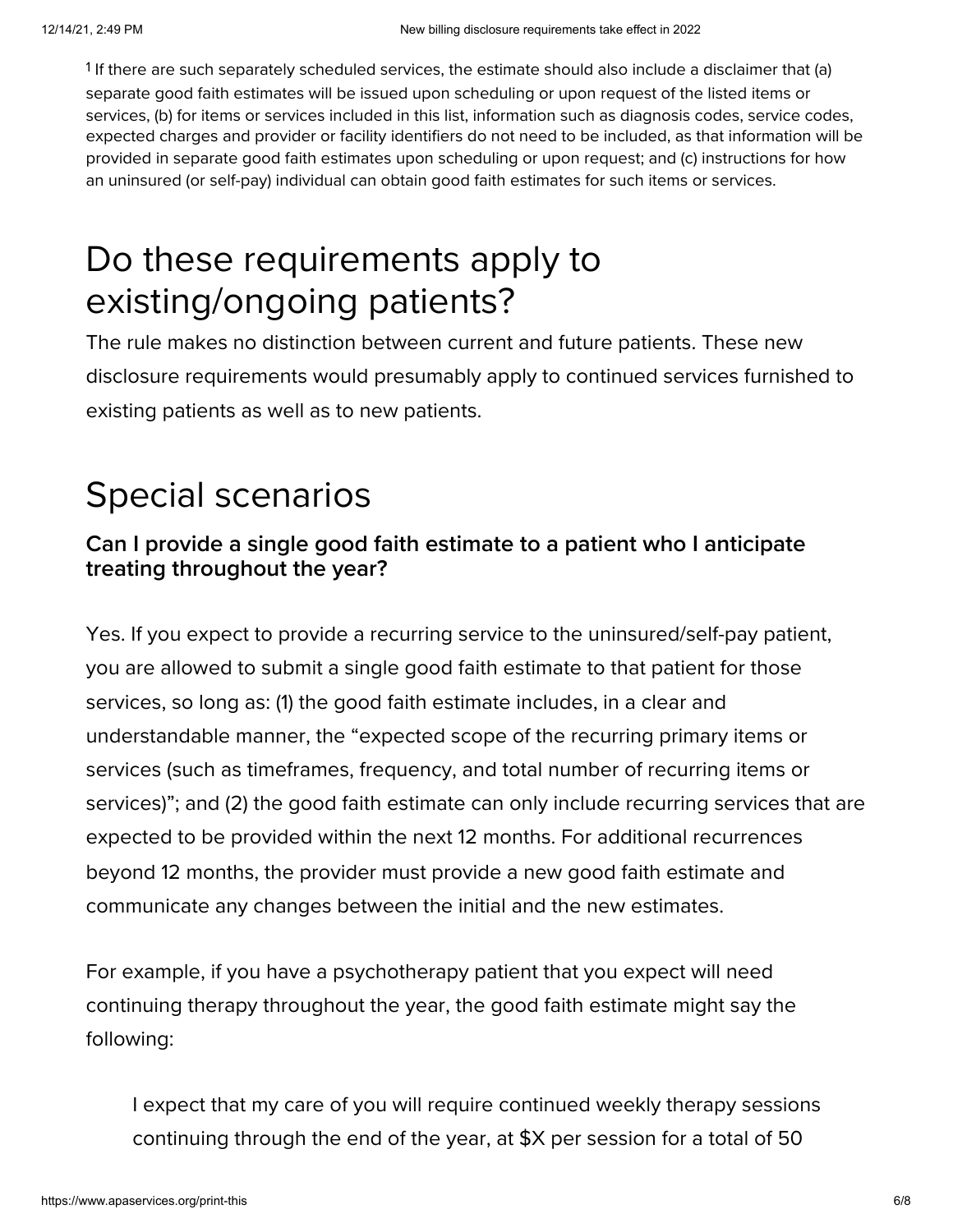[1] If there are such separately scheduled services, the estimate should also include a disclaimer that (a) separate good faith estimates will be issued upon scheduling or upon request of the listed items or services, (b) for items or services included in this list, information such as diagnosis codes, service codes, expected charges and provider or facility identifiers do not need to be included, as that information will be provided in separate good faith estimates upon scheduling or upon request; and (c) instructions for how an uninsured (or self-pay) individual can obtain good faith estimates for such items or services.

# Do these requirements apply to existing/ongoing patients?

The rule makes no distinction between current and future patients. These new disclosure requirements would presumably apply to continued services furnished to existing patients as well as to new patients.

# Special scenarios

### Can I provide a single good faith estimate to a patient who I anticipate treating throughout the year?

Yes. If you expect to provide a recurring service to the uninsured/self-pay patient, you are allowed to submit a single good faith estimate to that patient for those services, so long as: (1) the good faith estimate includes, in a clear and understandable manner, the "expected scope of the recurring primary items or services (such as timeframes, frequency, and total number of recurring items or services)"; and (2) the good faith estimate can only include recurring services that are expected to be provided within the next 12 months. For additional recurrences beyond 12 months, the provider must provide a new good faith estimate and communicate any changes between the initial and the new estimates.

For example, if you have a psychotherapy patient that you expect will need continuing therapy throughout the year, the good faith estimate might say the following:

> I expect that my care of you will require continued weekly therapy sessions continuing through the end of the year, at $X per session for a total of 50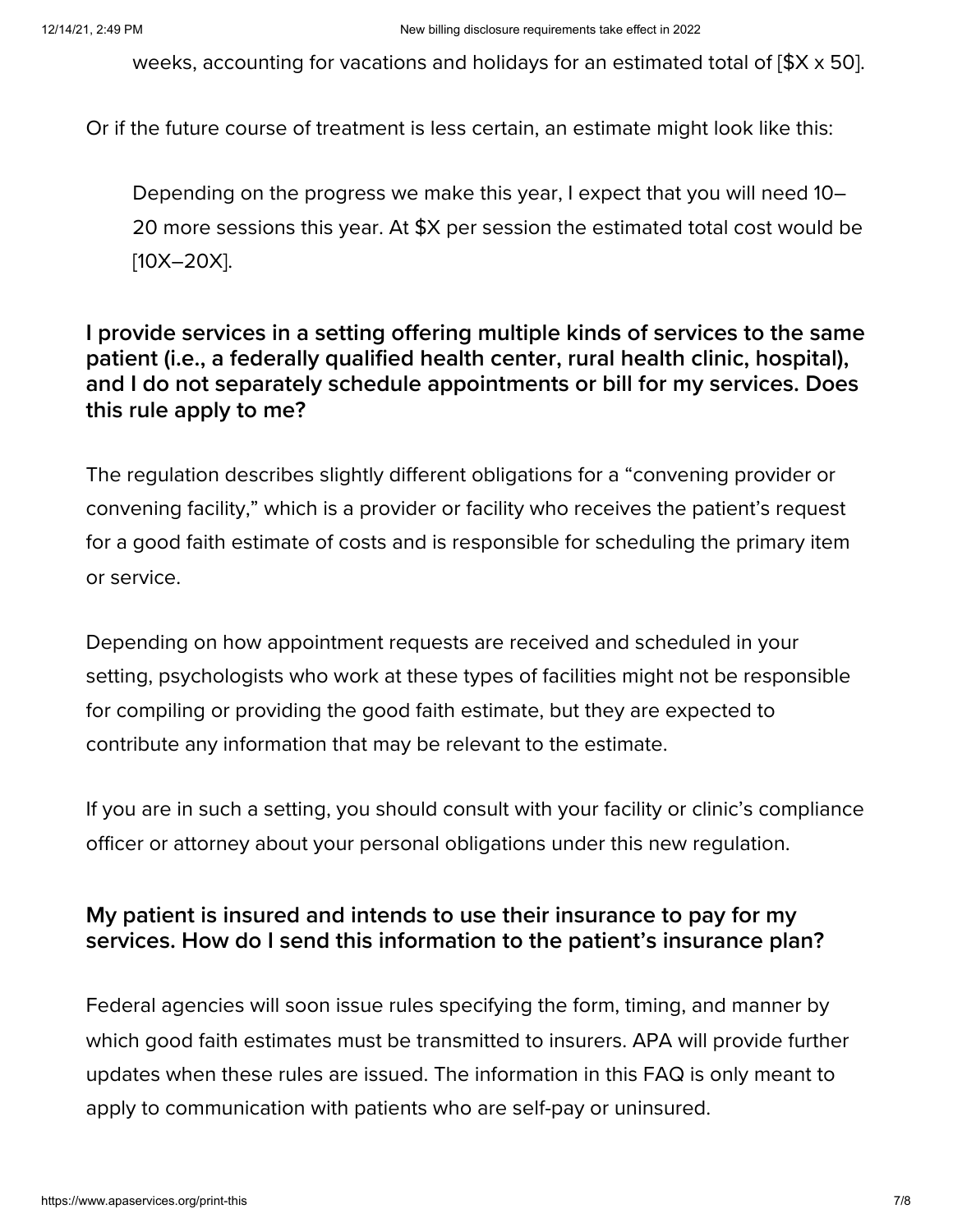> weeks, accounting for vacations and holidays for an estimated total of [$X x 50].

Or if the future course of treatment is less certain, an estimate might look like this:

> Depending on the progress we make this year, I expect that you will need 10–20 more sessions this year. At $X per session the estimated total cost would be [10X–20X].

### I provide services in a setting offering multiple kinds of services to the same patient (i.e., a federally qualified health center, rural health clinic, hospital), and I do not separately schedule appointments or bill for my services. Does this rule apply to me?

The regulation describes slightly different obligations for a “convening provider or convening facility,” which is a provider or facility who receives the patient’s request for a good faith estimate of costs and is responsible for scheduling the primary item or service.

Depending on how appointment requests are received and scheduled in your setting, psychologists who work at these types of facilities might not be responsible for compiling or providing the good faith estimate, but they are expected to contribute any information that may be relevant to the estimate.

If you are in such a setting, you should consult with your facility or clinic’s compliance officer or attorney about your personal obligations under this new regulation.

### My patient is insured and intends to use their insurance to pay for my services. How do I send this information to the patient’s insurance plan?

Federal agencies will soon issue rules specifying the form, timing, and manner by which good faith estimates must be transmitted to insurers. APA will provide further updates when these rules are issued. The information in this FAQ is only meant to apply to communication with patients who are self-pay or uninsured.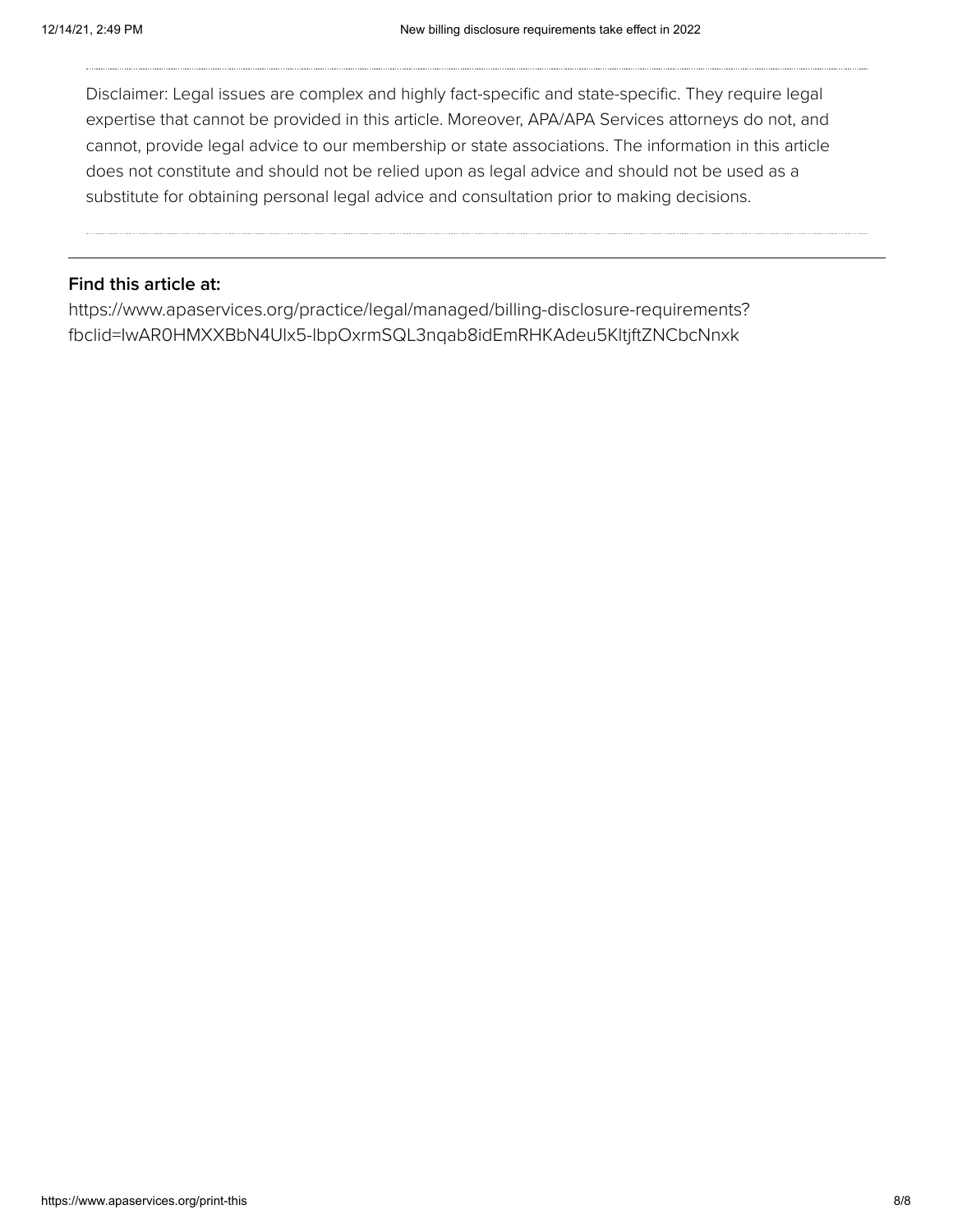Disclaimer: Legal issues are complex and highly fact-specific and state-specific. They require legal expertise that cannot be provided in this article. Moreover, APA/APA Services attorneys do not, and cannot, provide legal advice to our membership or state associations. The information in this article does not constitute and should not be relied upon as legal advice and should not be used as a substitute for obtaining personal legal advice and consultation prior to making decisions.

---

**Find this article at:**

https://www.apaservices.org/practice/legal/managed/billing-disclosure-requirements?fbclid=IwAR0HMXXBbN4Ulx5-lbpOxrmSQL3nqab8idEmRHKAdeu5KltjftZNCbcNnxk